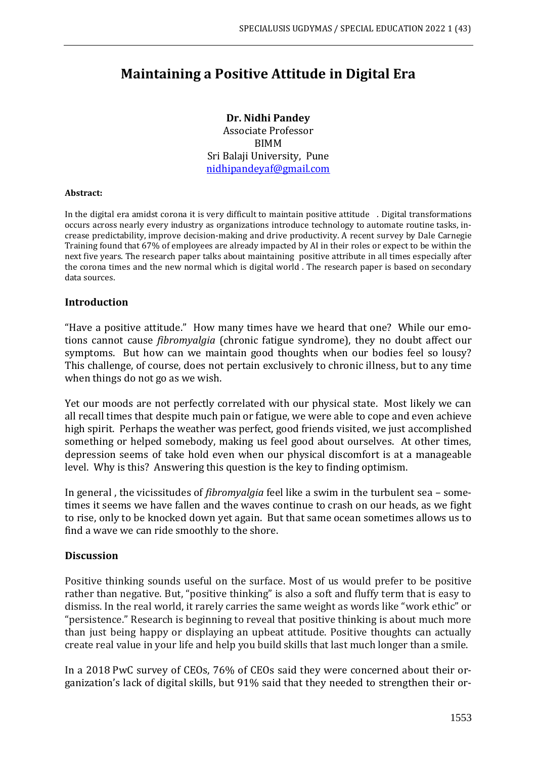# Maintaining a Positive Attitude in Digital Era

**Dr. Nidhi Pandey**
Associate Professor
BIMM
Sri Balaji University, Pune
nidhipandeyaf@gmail.com

**Abstract:**

In the digital era amidst corona it is very difficult to maintain positive attitude . Digital transformations occurs across nearly every industry as organizations introduce technology to automate routine tasks, increase predictability, improve decision-making and drive productivity. A recent survey by Dale Carnegie Training found that 67% of employees are already impacted by AI in their roles or expect to be within the next five years. The research paper talks about maintaining positive attribute in all times especially after the corona times and the new normal which is digital world . The research paper is based on secondary data sources.

## Introduction

"Have a positive attitude." How many times have we heard that one? While our emotions cannot cause *fibromyalgia* (chronic fatigue syndrome), they no doubt affect our symptoms. But how can we maintain good thoughts when our bodies feel so lousy? This challenge, of course, does not pertain exclusively to chronic illness, but to any time when things do not go as we wish.

Yet our moods are not perfectly correlated with our physical state. Most likely we can all recall times that despite much pain or fatigue, we were able to cope and even achieve high spirit. Perhaps the weather was perfect, good friends visited, we just accomplished something or helped somebody, making us feel good about ourselves. At other times, depression seems of take hold even when our physical discomfort is at a manageable level. Why is this? Answering this question is the key to finding optimism.

In general , the vicissitudes of *fibromyalgia* feel like a swim in the turbulent sea – sometimes it seems we have fallen and the waves continue to crash on our heads, as we fight to rise, only to be knocked down yet again. But that same ocean sometimes allows us to find a wave we can ride smoothly to the shore.

## Discussion

Positive thinking sounds useful on the surface. Most of us would prefer to be positive rather than negative. But, "positive thinking" is also a soft and fluffy term that is easy to dismiss. In the real world, it rarely carries the same weight as words like "work ethic" or "persistence." Research is beginning to reveal that positive thinking is about much more than just being happy or displaying an upbeat attitude. Positive thoughts can actually create real value in your life and help you build skills that last much longer than a smile.

In a 2018 PwC survey of CEOs, 76% of CEOs said they were concerned about their organization's lack of digital skills, but 91% said that they needed to strengthen their or-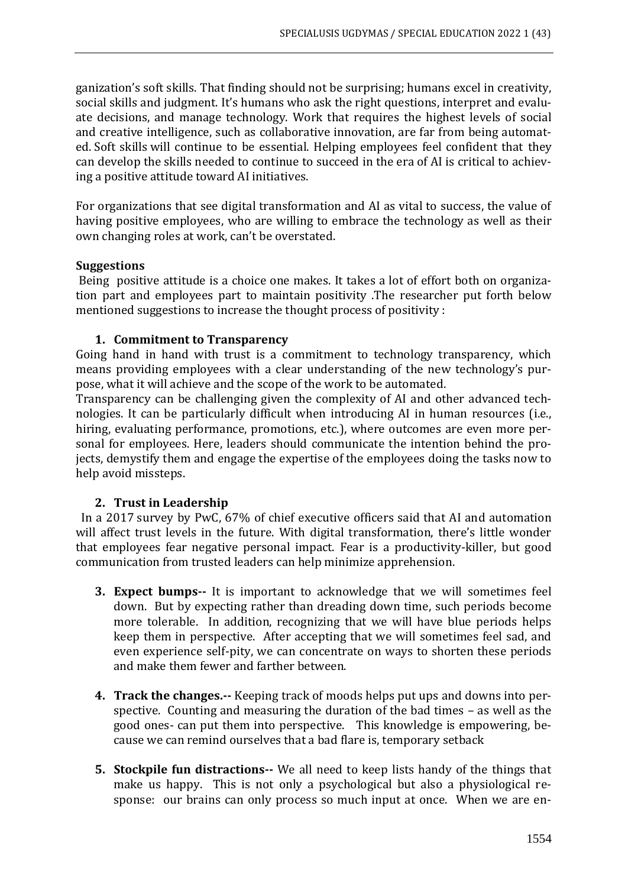ganization's soft skills. That finding should not be surprising; humans excel in creativity, social skills and judgment. It's humans who ask the right questions, interpret and evaluate decisions, and manage technology. Work that requires the highest levels of social and creative intelligence, such as collaborative innovation, are far from being automated. Soft skills will continue to be essential. Helping employees feel confident that they can develop the skills needed to continue to succeed in the era of AI is critical to achieving a positive attitude toward AI initiatives.

For organizations that see digital transformation and AI as vital to success, the value of having positive employees, who are willing to embrace the technology as well as their own changing roles at work, can't be overstated.

**Suggestions**

Being positive attitude is a choice one makes. It takes a lot of effort both on organization part and employees part to maintain positivity .The researcher put forth below mentioned suggestions to increase the thought process of positivity :

1. **Commitment to Transparency**

Going hand in hand with trust is a commitment to technology transparency, which means providing employees with a clear understanding of the new technology's purpose, what it will achieve and the scope of the work to be automated.

Transparency can be challenging given the complexity of AI and other advanced technologies. It can be particularly difficult when introducing AI in human resources (i.e., hiring, evaluating performance, promotions, etc.), where outcomes are even more personal for employees. Here, leaders should communicate the intention behind the projects, demystify them and engage the expertise of the employees doing the tasks now to help avoid missteps.

2. **Trust in Leadership**

In a 2017 survey by PwC, 67% of chief executive officers said that AI and automation will affect trust levels in the future. With digital transformation, there's little wonder that employees fear negative personal impact. Fear is a productivity-killer, but good communication from trusted leaders can help minimize apprehension.

3. **Expect bumps--** It is important to acknowledge that we will sometimes feel down. But by expecting rather than dreading down time, such periods become more tolerable. In addition, recognizing that we will have blue periods helps keep them in perspective. After accepting that we will sometimes feel sad, and even experience self-pity, we can concentrate on ways to shorten these periods and make them fewer and farther between.

4. **Track the changes.--** Keeping track of moods helps put ups and downs into perspective. Counting and measuring the duration of the bad times – as well as the good ones- can put them into perspective. This knowledge is empowering, because we can remind ourselves that a bad flare is, temporary setback

5. **Stockpile fun distractions--** We all need to keep lists handy of the things that make us happy. This is not only a psychological but also a physiological response: our brains can only process so much input at once. When we are en-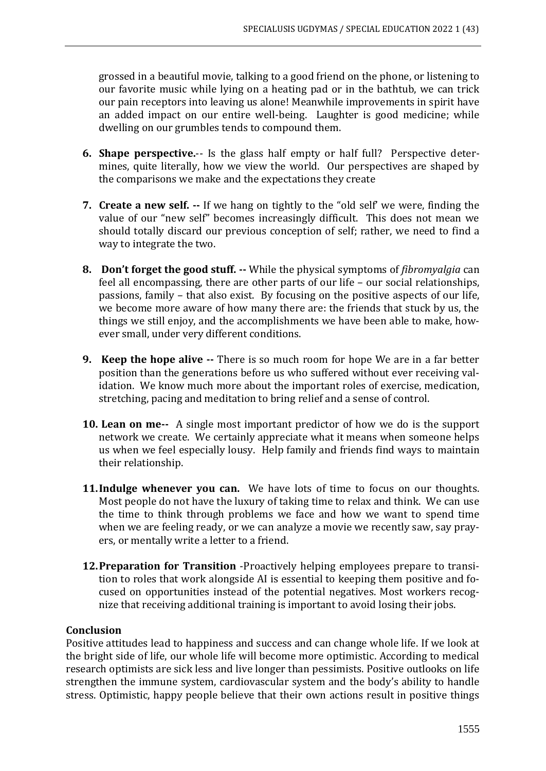grossed in a beautiful movie, talking to a good friend on the phone, or listening to our favorite music while lying on a heating pad or in the bathtub, we can trick our pain receptors into leaving us alone! Meanwhile improvements in spirit have an added impact on our entire well-being. Laughter is good medicine; while dwelling on our grumbles tends to compound them.

6. **Shape perspective.**-- Is the glass half empty or half full? Perspective determines, quite literally, how we view the world. Our perspectives are shaped by the comparisons we make and the expectations they create

7. **Create a new self. --** If we hang on tightly to the "old self' we were, finding the value of our "new self" becomes increasingly difficult. This does not mean we should totally discard our previous conception of self; rather, we need to find a way to integrate the two.

8. **Don't forget the good stuff. --** While the physical symptoms of *fibromyalgia* can feel all encompassing, there are other parts of our life – our social relationships, passions, family – that also exist. By focusing on the positive aspects of our life, we become more aware of how many there are: the friends that stuck by us, the things we still enjoy, and the accomplishments we have been able to make, however small, under very different conditions.

9. **Keep the hope alive --** There is so much room for hope We are in a far better position than the generations before us who suffered without ever receiving validation. We know much more about the important roles of exercise, medication, stretching, pacing and meditation to bring relief and a sense of control.

10. **Lean on me--** A single most important predictor of how we do is the support network we create. We certainly appreciate what it means when someone helps us when we feel especially lousy. Help family and friends find ways to maintain their relationship.

11. **Indulge whenever you can.** We have lots of time to focus on our thoughts. Most people do not have the luxury of taking time to relax and think. We can use the time to think through problems we face and how we want to spend time when we are feeling ready, or we can analyze a movie we recently saw, say prayers, or mentally write a letter to a friend.

12. **Preparation for Transition** -Proactively helping employees prepare to transition to roles that work alongside AI is essential to keeping them positive and focused on opportunities instead of the potential negatives. Most workers recognize that receiving additional training is important to avoid losing their jobs.

**Conclusion**

Positive attitudes lead to happiness and success and can change whole life. If we look at the bright side of life, our whole life will become more optimistic. According to medical research optimists are sick less and live longer than pessimists. Positive outlooks on life strengthen the immune system, cardiovascular system and the body's ability to handle stress. Optimistic, happy people believe that their own actions result in positive things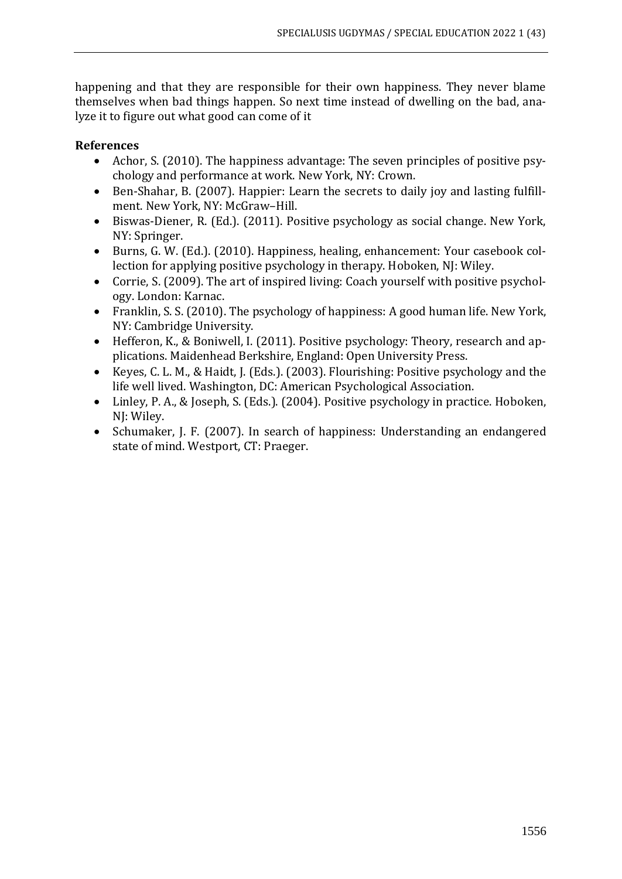happening and that they are responsible for their own happiness. They never blame themselves when bad things happen. So next time instead of dwelling on the bad, analyze it to figure out what good can come of it

**References**

- Achor, S. (2010). The happiness advantage: The seven principles of positive psychology and performance at work. New York, NY: Crown.
- Ben-Shahar, B. (2007). Happier: Learn the secrets to daily joy and lasting fulfillment. New York, NY: McGraw–Hill.
- Biswas-Diener, R. (Ed.). (2011). Positive psychology as social change. New York, NY: Springer.
- Burns, G. W. (Ed.). (2010). Happiness, healing, enhancement: Your casebook collection for applying positive psychology in therapy. Hoboken, NJ: Wiley.
- Corrie, S. (2009). The art of inspired living: Coach yourself with positive psychology. London: Karnac.
- Franklin, S. S. (2010). The psychology of happiness: A good human life. New York, NY: Cambridge University.
- Hefferon, K., & Boniwell, I. (2011). Positive psychology: Theory, research and applications. Maidenhead Berkshire, England: Open University Press.
- Keyes, C. L. M., & Haidt, J. (Eds.). (2003). Flourishing: Positive psychology and the life well lived. Washington, DC: American Psychological Association.
- Linley, P. A., & Joseph, S. (Eds.). (2004). Positive psychology in practice. Hoboken, NJ: Wiley.
- Schumaker, J. F. (2007). In search of happiness: Understanding an endangered state of mind. Westport, CT: Praeger.